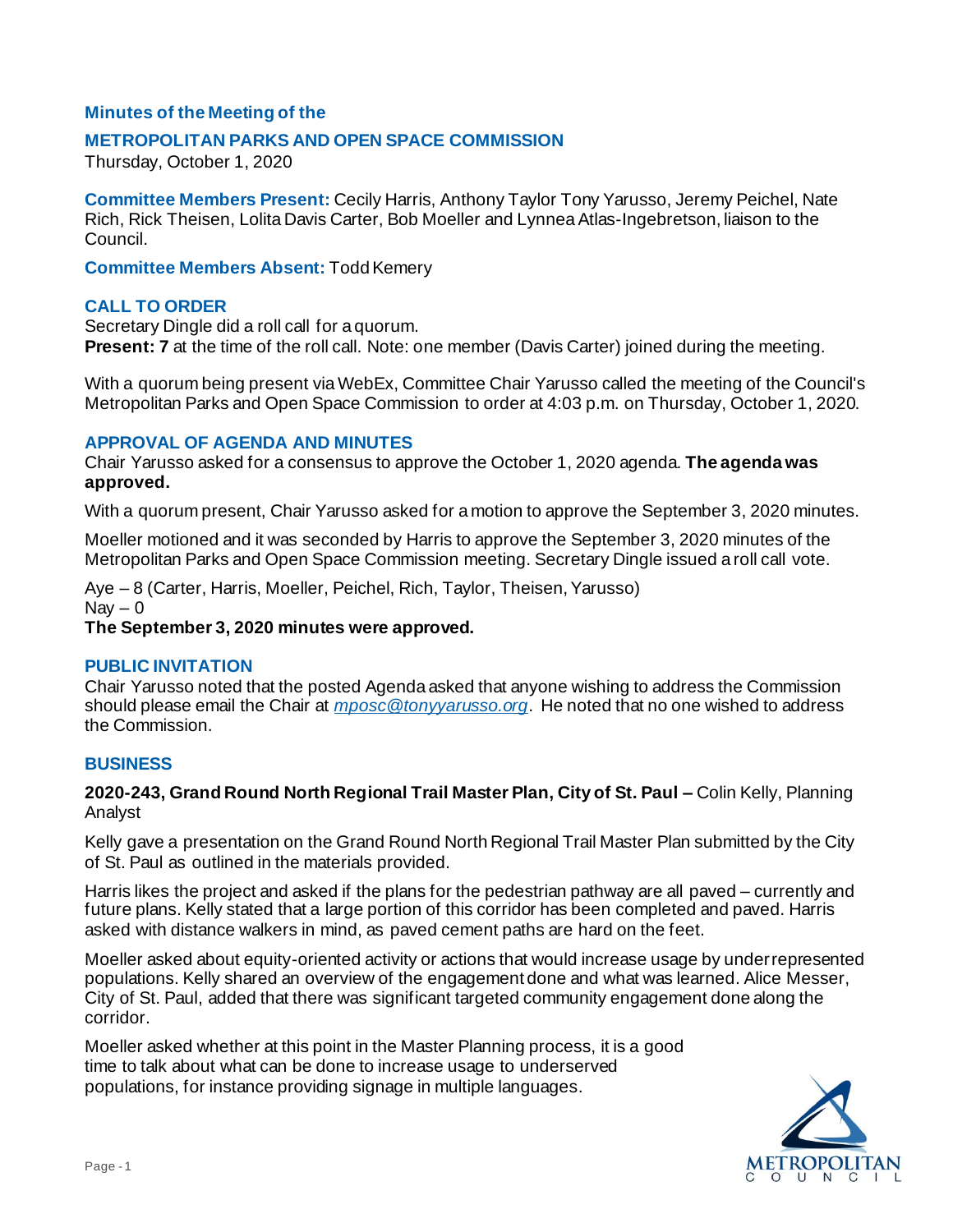**Minutes of the Meeting of the**

## METROPOLITAN PARKS AND OPEN SPACE COMMISSION

Thursday, October 1, 2020

**Committee Members Present:** Cecily Harris, Anthony Taylor Tony Yarusso, Jeremy Peichel, Nate Rich, Rick Theisen, Lolita Davis Carter, Bob Moeller and Lynnea Atlas-Ingebretson, liaison to the Council.

**Committee Members Absent:** Todd Kemery

### CALL TO ORDER

Secretary Dingle did a roll call for a quorum.
**Present: 7** at the time of the roll call. Note: one member (Davis Carter) joined during the meeting.

With a quorum being present via WebEx, Committee Chair Yarusso called the meeting of the Council's Metropolitan Parks and Open Space Commission to order at 4:03 p.m. on Thursday, October 1, 2020.

### APPROVAL OF AGENDA AND MINUTES

Chair Yarusso asked for a consensus to approve the October 1, 2020 agenda. **The agenda was approved.**

With a quorum present, Chair Yarusso asked for a motion to approve the September 3, 2020 minutes.

Moeller motioned and it was seconded by Harris to approve the September 3, 2020 minutes of the Metropolitan Parks and Open Space Commission meeting. Secretary Dingle issued a roll call vote.

Aye – 8 (Carter, Harris, Moeller, Peichel, Rich, Taylor, Theisen, Yarusso)
Nay – 0
**The September 3, 2020 minutes were approved.**

### PUBLIC INVITATION

Chair Yarusso noted that the posted Agenda asked that anyone wishing to address the Commission should please email the Chair at *mposc@tonyyarusso.org*. He noted that no one wished to address the Commission.

### BUSINESS

**2020-243, Grand Round North Regional Trail Master Plan, City of St. Paul –** Colin Kelly, Planning Analyst

Kelly gave a presentation on the Grand Round North Regional Trail Master Plan submitted by the City of St. Paul as outlined in the materials provided.

Harris likes the project and asked if the plans for the pedestrian pathway are all paved – currently and future plans. Kelly stated that a large portion of this corridor has been completed and paved. Harris asked with distance walkers in mind, as paved cement paths are hard on the feet.

Moeller asked about equity-oriented activity or actions that would increase usage by underrepresented populations. Kelly shared an overview of the engagement done and what was learned. Alice Messer, City of St. Paul, added that there was significant targeted community engagement done along the corridor.

Moeller asked whether at this point in the Master Planning process, it is a good time to talk about what can be done to increase usage to underserved populations, for instance providing signage in multiple languages.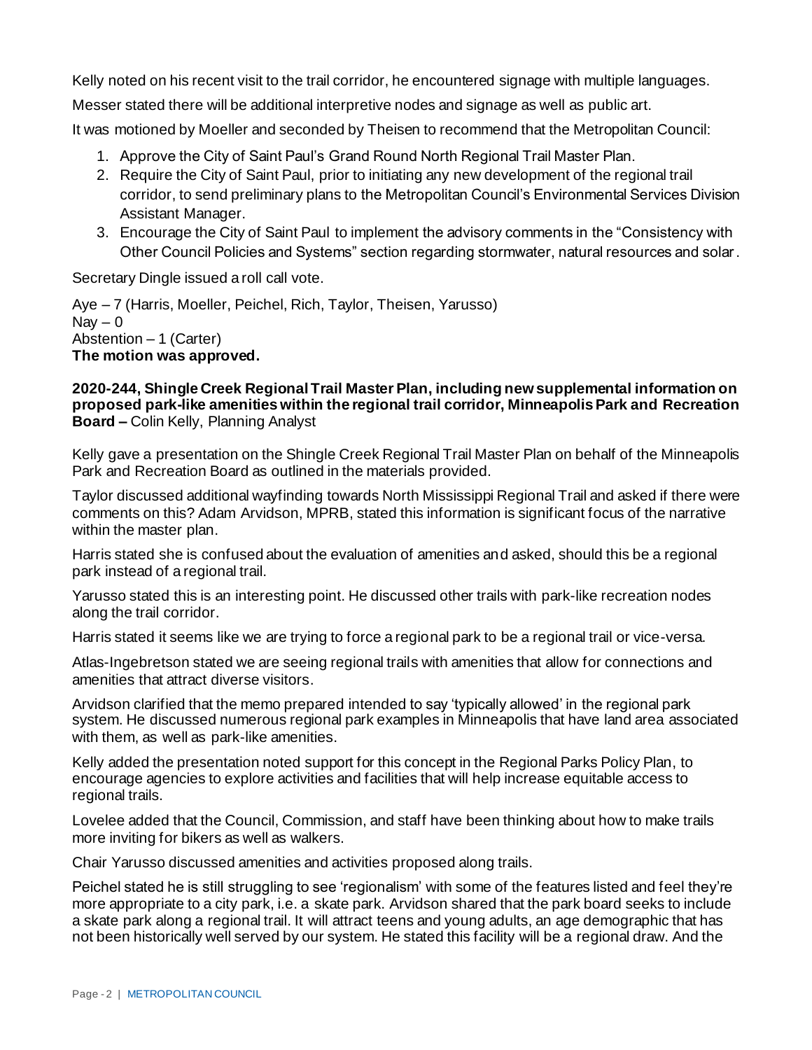Kelly noted on his recent visit to the trail corridor, he encountered signage with multiple languages.

Messer stated there will be additional interpretive nodes and signage as well as public art.

It was motioned by Moeller and seconded by Theisen to recommend that the Metropolitan Council:

1. Approve the City of Saint Paul's Grand Round North Regional Trail Master Plan.
2. Require the City of Saint Paul, prior to initiating any new development of the regional trail corridor, to send preliminary plans to the Metropolitan Council's Environmental Services Division Assistant Manager.
3. Encourage the City of Saint Paul to implement the advisory comments in the "Consistency with Other Council Policies and Systems" section regarding stormwater, natural resources and solar.

Secretary Dingle issued a roll call vote.

Aye – 7 (Harris, Moeller, Peichel, Rich, Taylor, Theisen, Yarusso)
Nay – 0
Abstention – 1 (Carter)
**The motion was approved.**

**2020-244, Shingle Creek Regional Trail Master Plan, including new supplemental information on proposed park-like amenities within the regional trail corridor, Minneapolis Park and Recreation Board –** Colin Kelly, Planning Analyst

Kelly gave a presentation on the Shingle Creek Regional Trail Master Plan on behalf of the Minneapolis Park and Recreation Board as outlined in the materials provided.

Taylor discussed additional wayfinding towards North Mississippi Regional Trail and asked if there were comments on this? Adam Arvidson, MPRB, stated this information is significant focus of the narrative within the master plan.

Harris stated she is confused about the evaluation of amenities and asked, should this be a regional park instead of a regional trail.

Yarusso stated this is an interesting point. He discussed other trails with park-like recreation nodes along the trail corridor.

Harris stated it seems like we are trying to force a regional park to be a regional trail or vice-versa.

Atlas-Ingebretson stated we are seeing regional trails with amenities that allow for connections and amenities that attract diverse visitors.

Arvidson clarified that the memo prepared intended to say 'typically allowed' in the regional park system. He discussed numerous regional park examples in Minneapolis that have land area associated with them, as well as park-like amenities.

Kelly added the presentation noted support for this concept in the Regional Parks Policy Plan, to encourage agencies to explore activities and facilities that will help increase equitable access to regional trails.

Lovelee added that the Council, Commission, and staff have been thinking about how to make trails more inviting for bikers as well as walkers.

Chair Yarusso discussed amenities and activities proposed along trails.

Peichel stated he is still struggling to see 'regionalism' with some of the features listed and feel they're more appropriate to a city park, i.e. a skate park. Arvidson shared that the park board seeks to include a skate park along a regional trail. It will attract teens and young adults, an age demographic that has not been historically well served by our system. He stated this facility will be a regional draw. And the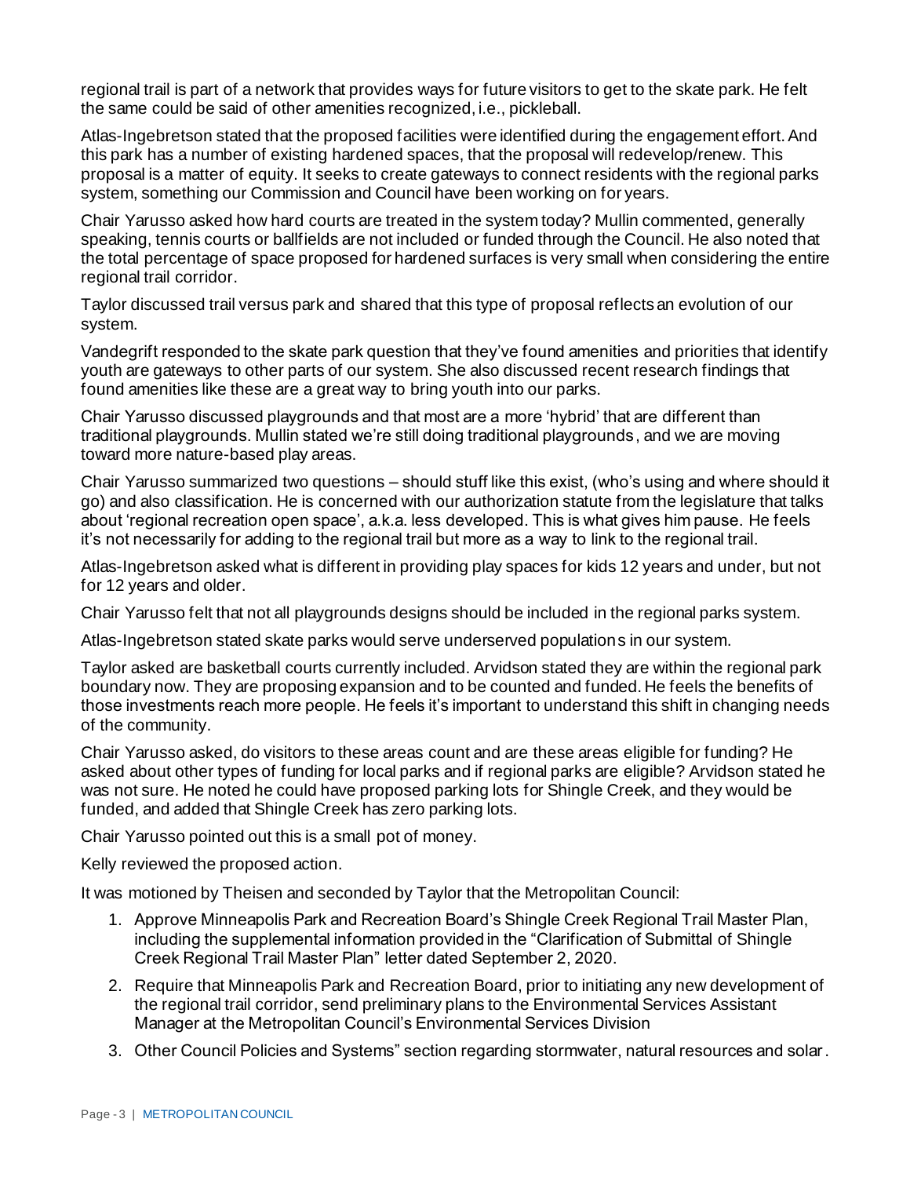regional trail is part of a network that provides ways for future visitors to get to the skate park. He felt the same could be said of other amenities recognized, i.e., pickleball.

Atlas-Ingebretson stated that the proposed facilities were identified during the engagement effort. And this park has a number of existing hardened spaces, that the proposal will redevelop/renew. This proposal is a matter of equity. It seeks to create gateways to connect residents with the regional parks system, something our Commission and Council have been working on for years.

Chair Yarusso asked how hard courts are treated in the system today? Mullin commented, generally speaking, tennis courts or ballfields are not included or funded through the Council. He also noted that the total percentage of space proposed for hardened surfaces is very small when considering the entire regional trail corridor.

Taylor discussed trail versus park and shared that this type of proposal reflects an evolution of our system.

Vandegrift responded to the skate park question that they've found amenities and priorities that identify youth are gateways to other parts of our system. She also discussed recent research findings that found amenities like these are a great way to bring youth into our parks.

Chair Yarusso discussed playgrounds and that most are a more 'hybrid' that are different than traditional playgrounds. Mullin stated we're still doing traditional playgrounds, and we are moving toward more nature-based play areas.

Chair Yarusso summarized two questions – should stuff like this exist, (who's using and where should it go) and also classification. He is concerned with our authorization statute from the legislature that talks about 'regional recreation open space', a.k.a. less developed. This is what gives him pause. He feels it's not necessarily for adding to the regional trail but more as a way to link to the regional trail.

Atlas-Ingebretson asked what is different in providing play spaces for kids 12 years and under, but not for 12 years and older.

Chair Yarusso felt that not all playgrounds designs should be included in the regional parks system.

Atlas-Ingebretson stated skate parks would serve underserved populations in our system.

Taylor asked are basketball courts currently included. Arvidson stated they are within the regional park boundary now. They are proposing expansion and to be counted and funded. He feels the benefits of those investments reach more people. He feels it's important to understand this shift in changing needs of the community.

Chair Yarusso asked, do visitors to these areas count and are these areas eligible for funding? He asked about other types of funding for local parks and if regional parks are eligible? Arvidson stated he was not sure. He noted he could have proposed parking lots for Shingle Creek, and they would be funded, and added that Shingle Creek has zero parking lots.

Chair Yarusso pointed out this is a small pot of money.

Kelly reviewed the proposed action.

It was motioned by Theisen and seconded by Taylor that the Metropolitan Council:

1. Approve Minneapolis Park and Recreation Board's Shingle Creek Regional Trail Master Plan, including the supplemental information provided in the "Clarification of Submittal of Shingle Creek Regional Trail Master Plan" letter dated September 2, 2020.
2. Require that Minneapolis Park and Recreation Board, prior to initiating any new development of the regional trail corridor, send preliminary plans to the Environmental Services Assistant Manager at the Metropolitan Council's Environmental Services Division
3. Other Council Policies and Systems" section regarding stormwater, natural resources and solar.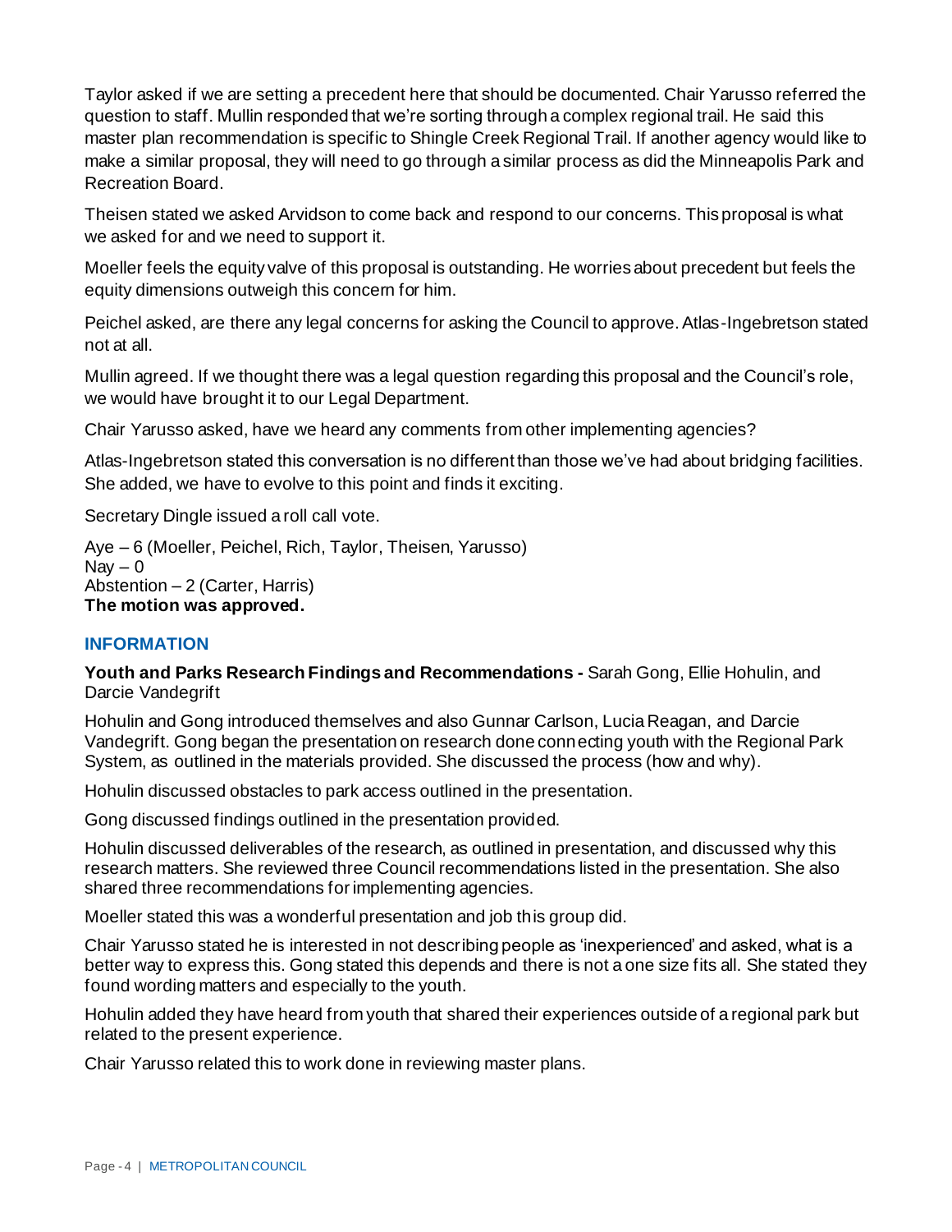Taylor asked if we are setting a precedent here that should be documented. Chair Yarusso referred the question to staff. Mullin responded that we're sorting through a complex regional trail. He said this master plan recommendation is specific to Shingle Creek Regional Trail. If another agency would like to make a similar proposal, they will need to go through a similar process as did the Minneapolis Park and Recreation Board.

Theisen stated we asked Arvidson to come back and respond to our concerns. This proposal is what we asked for and we need to support it.

Moeller feels the equity valve of this proposal is outstanding. He worries about precedent but feels the equity dimensions outweigh this concern for him.

Peichel asked, are there any legal concerns for asking the Council to approve. Atlas-Ingebretson stated not at all.

Mullin agreed. If we thought there was a legal question regarding this proposal and the Council's role, we would have brought it to our Legal Department.

Chair Yarusso asked, have we heard any comments from other implementing agencies?

Atlas-Ingebretson stated this conversation is no different than those we've had about bridging facilities. She added, we have to evolve to this point and finds it exciting.

Secretary Dingle issued a roll call vote.

Aye – 6 (Moeller, Peichel, Rich, Taylor, Theisen, Yarusso)
Nay – 0
Abstention – 2 (Carter, Harris)
**The motion was approved.**

## INFORMATION

**Youth and Parks Research Findings and Recommendations -** Sarah Gong, Ellie Hohulin, and Darcie Vandegrift

Hohulin and Gong introduced themselves and also Gunnar Carlson, Lucia Reagan, and Darcie Vandegrift. Gong began the presentation on research done connecting youth with the Regional Park System, as outlined in the materials provided. She discussed the process (how and why).

Hohulin discussed obstacles to park access outlined in the presentation.

Gong discussed findings outlined in the presentation provided.

Hohulin discussed deliverables of the research, as outlined in presentation, and discussed why this research matters. She reviewed three Council recommendations listed in the presentation. She also shared three recommendations for implementing agencies.

Moeller stated this was a wonderful presentation and job this group did.

Chair Yarusso stated he is interested in not describing people as 'inexperienced' and asked, what is a better way to express this. Gong stated this depends and there is not a one size fits all. She stated they found wording matters and especially to the youth.

Hohulin added they have heard from youth that shared their experiences outside of a regional park but related to the present experience.

Chair Yarusso related this to work done in reviewing master plans.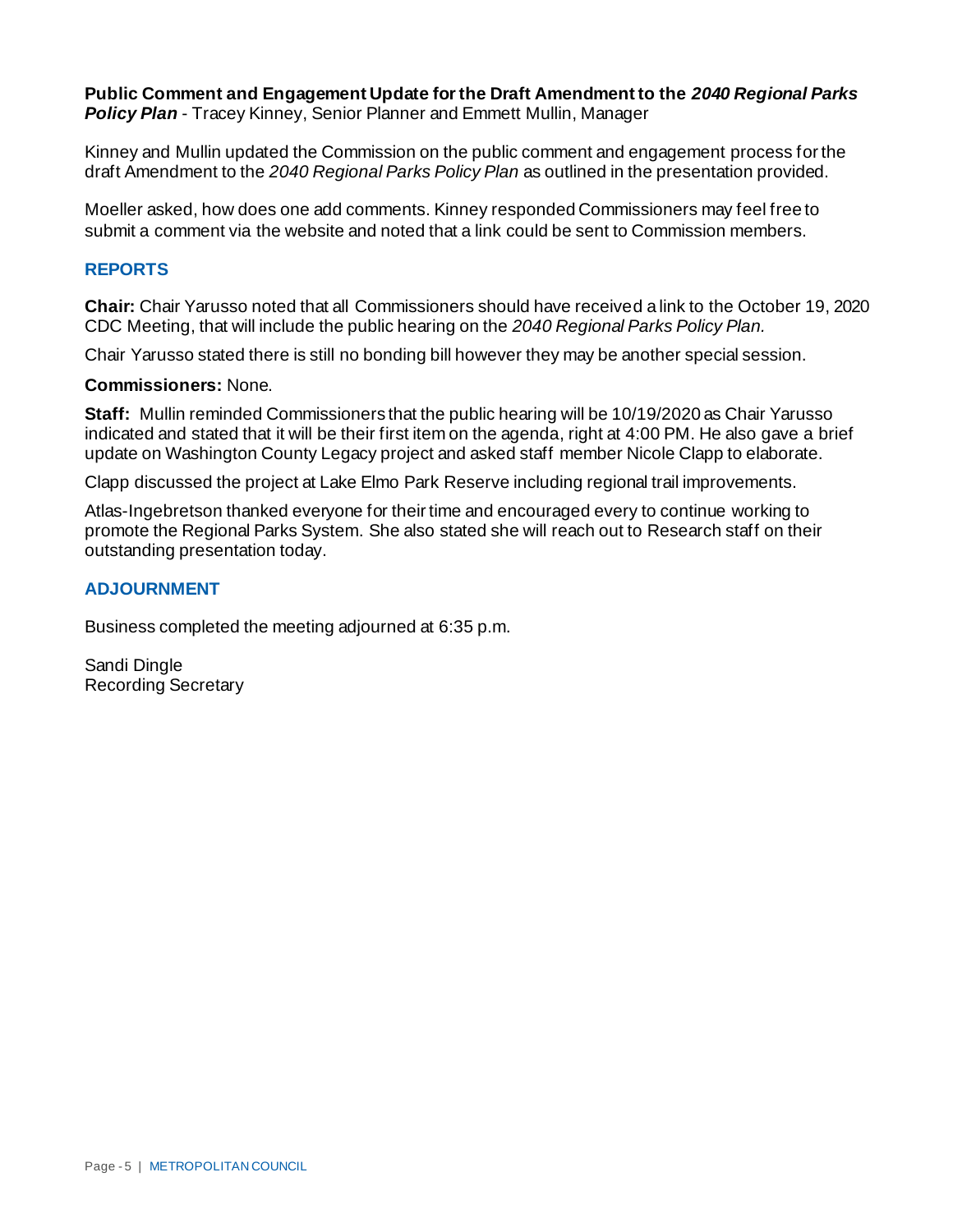**Public Comment and Engagement Update for the Draft Amendment to the *2040 Regional Parks Policy Plan*** - Tracey Kinney, Senior Planner and Emmett Mullin, Manager

Kinney and Mullin updated the Commission on the public comment and engagement process for the draft Amendment to the *2040 Regional Parks Policy Plan* as outlined in the presentation provided.

Moeller asked, how does one add comments. Kinney responded Commissioners may feel free to submit a comment via the website and noted that a link could be sent to Commission members.

## REPORTS

**Chair:** Chair Yarusso noted that all Commissioners should have received a link to the October 19, 2020 CDC Meeting, that will include the public hearing on the *2040 Regional Parks Policy Plan.*

Chair Yarusso stated there is still no bonding bill however they may be another special session.

**Commissioners:** None.

**Staff:** Mullin reminded Commissioners that the public hearing will be 10/19/2020 as Chair Yarusso indicated and stated that it will be their first item on the agenda, right at 4:00 PM. He also gave a brief update on Washington County Legacy project and asked staff member Nicole Clapp to elaborate.

Clapp discussed the project at Lake Elmo Park Reserve including regional trail improvements.

Atlas-Ingebretson thanked everyone for their time and encouraged every to continue working to promote the Regional Parks System. She also stated she will reach out to Research staff on their outstanding presentation today.

## ADJOURNMENT

Business completed the meeting adjourned at 6:35 p.m.

Sandi Dingle
Recording Secretary